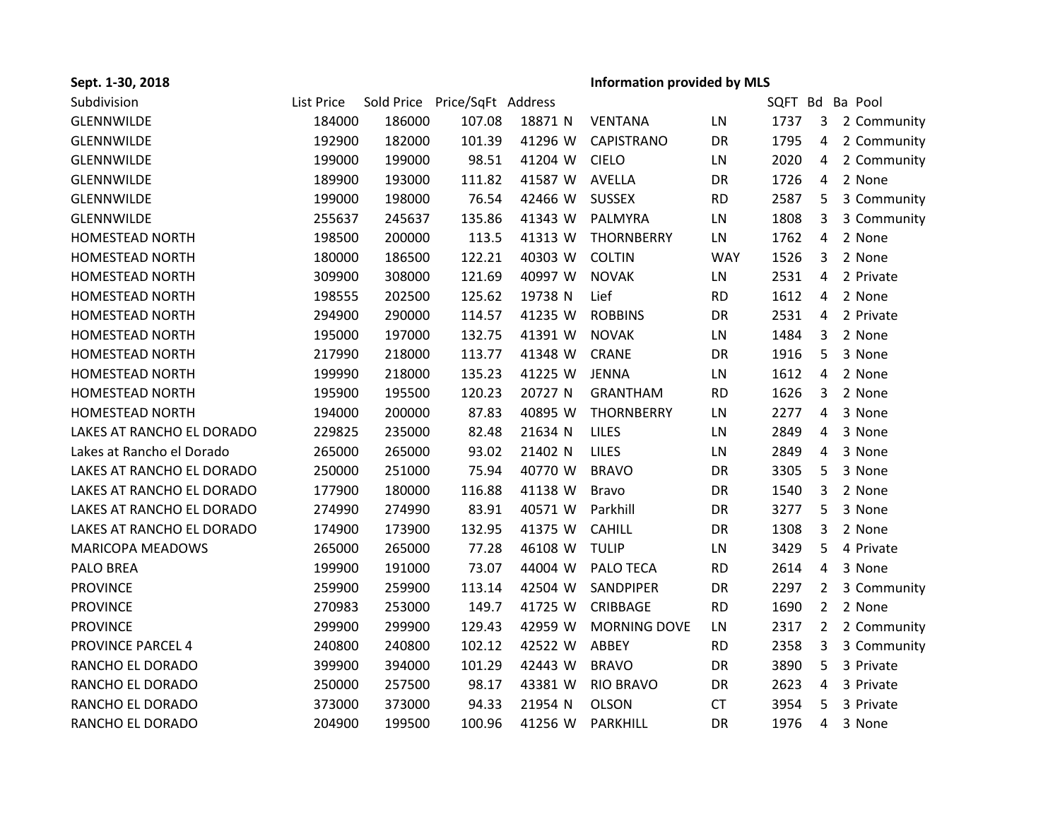**Sept. 1-30, 2018** **Information provided by MLS**

| Subdivision | List Price | Sold Price | Price/SqFt | Address | | | | SQFT | Bd | Ba | Pool |
|---|---|---|---|---|---|---|---|---|---|---|---|
| GLENNWILDE | 184000 | 186000 | 107.08 | 18871 | N | VENTANA | LN | 1737 | 3 | 2 | Community |
| GLENNWILDE | 192900 | 182000 | 101.39 | 41296 | W | CAPISTRANO | DR | 1795 | 4 | 2 | Community |
| GLENNWILDE | 199000 | 199000 | 98.51 | 41204 | W | CIELO | LN | 2020 | 4 | 2 | Community |
| GLENNWILDE | 189900 | 193000 | 111.82 | 41587 | W | AVELLA | DR | 1726 | 4 | 2 | None |
| GLENNWILDE | 199000 | 198000 | 76.54 | 42466 | W | SUSSEX | RD | 2587 | 5 | 3 | Community |
| GLENNWILDE | 255637 | 245637 | 135.86 | 41343 | W | PALMYRA | LN | 1808 | 3 | 3 | Community |
| HOMESTEAD NORTH | 198500 | 200000 | 113.5 | 41313 | W | THORNBERRY | LN | 1762 | 4 | 2 | None |
| HOMESTEAD NORTH | 180000 | 186500 | 122.21 | 40303 | W | COLTIN | WAY | 1526 | 3 | 2 | None |
| HOMESTEAD NORTH | 309900 | 308000 | 121.69 | 40997 | W | NOVAK | LN | 2531 | 4 | 2 | Private |
| HOMESTEAD NORTH | 198555 | 202500 | 125.62 | 19738 | N | Lief | RD | 1612 | 4 | 2 | None |
| HOMESTEAD NORTH | 294900 | 290000 | 114.57 | 41235 | W | ROBBINS | DR | 2531 | 4 | 2 | Private |
| HOMESTEAD NORTH | 195000 | 197000 | 132.75 | 41391 | W | NOVAK | LN | 1484 | 3 | 2 | None |
| HOMESTEAD NORTH | 217990 | 218000 | 113.77 | 41348 | W | CRANE | DR | 1916 | 5 | 3 | None |
| HOMESTEAD NORTH | 199990 | 218000 | 135.23 | 41225 | W | JENNA | LN | 1612 | 4 | 2 | None |
| HOMESTEAD NORTH | 195900 | 195500 | 120.23 | 20727 | N | GRANTHAM | RD | 1626 | 3 | 2 | None |
| HOMESTEAD NORTH | 194000 | 200000 | 87.83 | 40895 | W | THORNBERRY | LN | 2277 | 4 | 3 | None |
| LAKES AT RANCHO EL DORADO | 229825 | 235000 | 82.48 | 21634 | N | LILES | LN | 2849 | 4 | 3 | None |
| Lakes at Rancho el Dorado | 265000 | 265000 | 93.02 | 21402 | N | LILES | LN | 2849 | 4 | 3 | None |
| LAKES AT RANCHO EL DORADO | 250000 | 251000 | 75.94 | 40770 | W | BRAVO | DR | 3305 | 5 | 3 | None |
| LAKES AT RANCHO EL DORADO | 177900 | 180000 | 116.88 | 41138 | W | Bravo | DR | 1540 | 3 | 2 | None |
| LAKES AT RANCHO EL DORADO | 274990 | 274990 | 83.91 | 40571 | W | Parkhill | DR | 3277 | 5 | 3 | None |
| LAKES AT RANCHO EL DORADO | 174900 | 173900 | 132.95 | 41375 | W | CAHILL | DR | 1308 | 3 | 2 | None |
| MARICOPA MEADOWS | 265000 | 265000 | 77.28 | 46108 | W | TULIP | LN | 3429 | 5 | 4 | Private |
| PALO BREA | 199900 | 191000 | 73.07 | 44004 | W | PALO TECA | RD | 2614 | 4 | 3 | None |
| PROVINCE | 259900 | 259900 | 113.14 | 42504 | W | SANDPIPER | DR | 2297 | 2 | 3 | Community |
| PROVINCE | 270983 | 253000 | 149.7 | 41725 | W | CRIBBAGE | RD | 1690 | 2 | 2 | None |
| PROVINCE | 299900 | 299900 | 129.43 | 42959 | W | MORNING DOVE | LN | 2317 | 2 | 2 | Community |
| PROVINCE PARCEL 4 | 240800 | 240800 | 102.12 | 42522 | W | ABBEY | RD | 2358 | 3 | 3 | Community |
| RANCHO EL DORADO | 399900 | 394000 | 101.29 | 42443 | W | BRAVO | DR | 3890 | 5 | 3 | Private |
| RANCHO EL DORADO | 250000 | 257500 | 98.17 | 43381 | W | RIO BRAVO | DR | 2623 | 4 | 3 | Private |
| RANCHO EL DORADO | 373000 | 373000 | 94.33 | 21954 | N | OLSON | CT | 3954 | 5 | 3 | Private |
| RANCHO EL DORADO | 204900 | 199500 | 100.96 | 41256 | W | PARKHILL | DR | 1976 | 4 | 3 | None |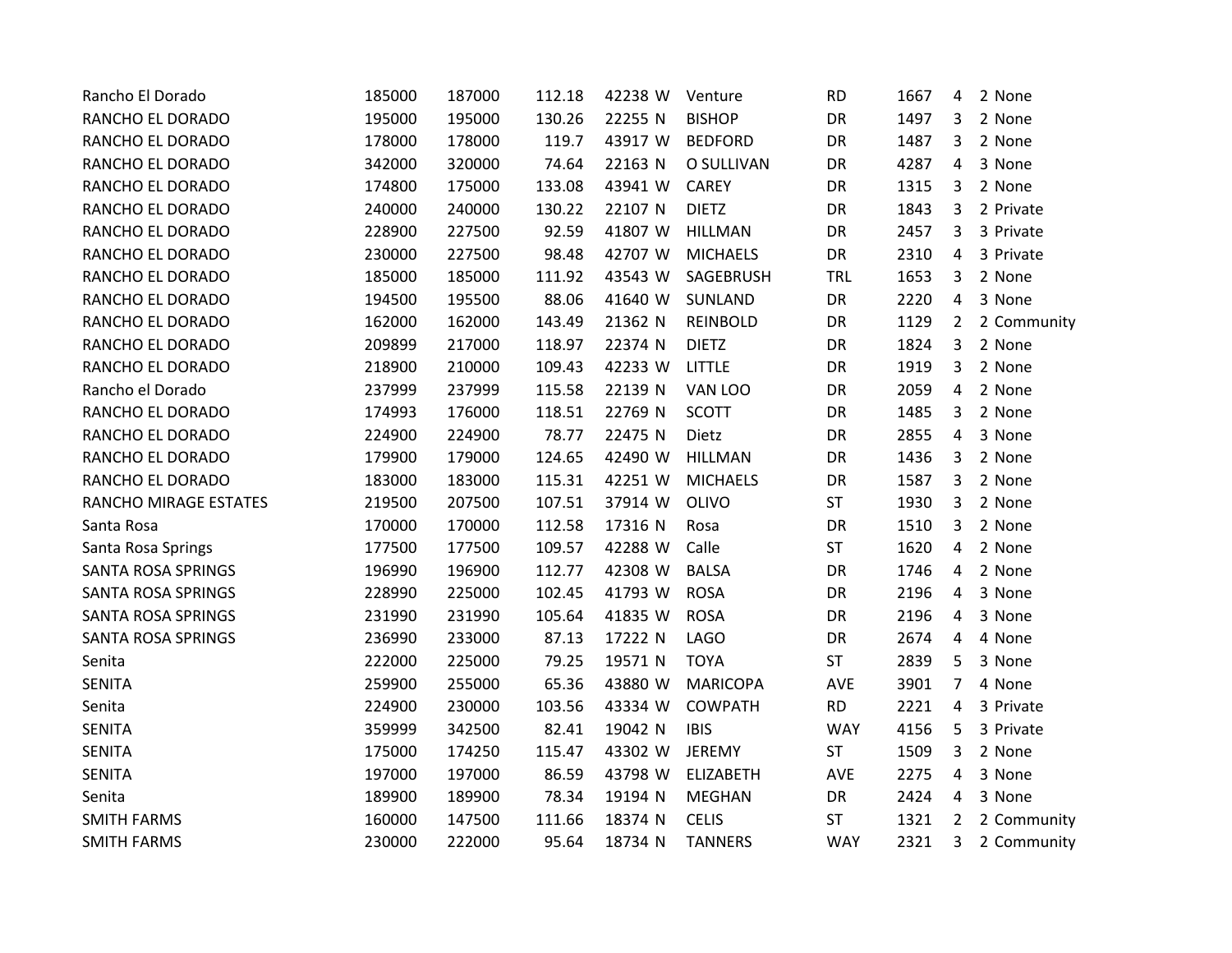| | | | | | | | | | | | |
|---|---|---|---|---|---|---|---|---|---|---|---|
| Rancho El Dorado | 185000 | 187000 | 112.18 | 42238 | W | Venture | RD | 1667 | 4 | 2 | None |
| RANCHO EL DORADO | 195000 | 195000 | 130.26 | 22255 | N | BISHOP | DR | 1497 | 3 | 2 | None |
| RANCHO EL DORADO | 178000 | 178000 | 119.7 | 43917 | W | BEDFORD | DR | 1487 | 3 | 2 | None |
| RANCHO EL DORADO | 342000 | 320000 | 74.64 | 22163 | N | O SULLIVAN | DR | 4287 | 4 | 3 | None |
| RANCHO EL DORADO | 174800 | 175000 | 133.08 | 43941 | W | CAREY | DR | 1315 | 3 | 2 | None |
| RANCHO EL DORADO | 240000 | 240000 | 130.22 | 22107 | N | DIETZ | DR | 1843 | 3 | 2 | Private |
| RANCHO EL DORADO | 228900 | 227500 | 92.59 | 41807 | W | HILLMAN | DR | 2457 | 3 | 3 | Private |
| RANCHO EL DORADO | 230000 | 227500 | 98.48 | 42707 | W | MICHAELS | DR | 2310 | 4 | 3 | Private |
| RANCHO EL DORADO | 185000 | 185000 | 111.92 | 43543 | W | SAGEBRUSH | TRL | 1653 | 3 | 2 | None |
| RANCHO EL DORADO | 194500 | 195500 | 88.06 | 41640 | W | SUNLAND | DR | 2220 | 4 | 3 | None |
| RANCHO EL DORADO | 162000 | 162000 | 143.49 | 21362 | N | REINBOLD | DR | 1129 | 2 | 2 | Community |
| RANCHO EL DORADO | 209899 | 217000 | 118.97 | 22374 | N | DIETZ | DR | 1824 | 3 | 2 | None |
| RANCHO EL DORADO | 218900 | 210000 | 109.43 | 42233 | W | LITTLE | DR | 1919 | 3 | 2 | None |
| Rancho el Dorado | 237999 | 237999 | 115.58 | 22139 | N | VAN LOO | DR | 2059 | 4 | 2 | None |
| RANCHO EL DORADO | 174993 | 176000 | 118.51 | 22769 | N | SCOTT | DR | 1485 | 3 | 2 | None |
| RANCHO EL DORADO | 224900 | 224900 | 78.77 | 22475 | N | Dietz | DR | 2855 | 4 | 3 | None |
| RANCHO EL DORADO | 179900 | 179000 | 124.65 | 42490 | W | HILLMAN | DR | 1436 | 3 | 2 | None |
| RANCHO EL DORADO | 183000 | 183000 | 115.31 | 42251 | W | MICHAELS | DR | 1587 | 3 | 2 | None |
| RANCHO MIRAGE ESTATES | 219500 | 207500 | 107.51 | 37914 | W | OLIVO | ST | 1930 | 3 | 2 | None |
| Santa Rosa | 170000 | 170000 | 112.58 | 17316 | N | Rosa | DR | 1510 | 3 | 2 | None |
| Santa Rosa Springs | 177500 | 177500 | 109.57 | 42288 | W | Calle | ST | 1620 | 4 | 2 | None |
| SANTA ROSA SPRINGS | 196990 | 196900 | 112.77 | 42308 | W | BALSA | DR | 1746 | 4 | 2 | None |
| SANTA ROSA SPRINGS | 228990 | 225000 | 102.45 | 41793 | W | ROSA | DR | 2196 | 4 | 3 | None |
| SANTA ROSA SPRINGS | 231990 | 231990 | 105.64 | 41835 | W | ROSA | DR | 2196 | 4 | 3 | None |
| SANTA ROSA SPRINGS | 236990 | 233000 | 87.13 | 17222 | N | LAGO | DR | 2674 | 4 | 4 | None |
| Senita | 222000 | 225000 | 79.25 | 19571 | N | TOYA | ST | 2839 | 5 | 3 | None |
| SENITA | 259900 | 255000 | 65.36 | 43880 | W | MARICOPA | AVE | 3901 | 7 | 4 | None |
| Senita | 224900 | 230000 | 103.56 | 43334 | W | COWPATH | RD | 2221 | 4 | 3 | Private |
| SENITA | 359999 | 342500 | 82.41 | 19042 | N | IBIS | WAY | 4156 | 5 | 3 | Private |
| SENITA | 175000 | 174250 | 115.47 | 43302 | W | JEREMY | ST | 1509 | 3 | 2 | None |
| SENITA | 197000 | 197000 | 86.59 | 43798 | W | ELIZABETH | AVE | 2275 | 4 | 3 | None |
| Senita | 189900 | 189900 | 78.34 | 19194 | N | MEGHAN | DR | 2424 | 4 | 3 | None |
| SMITH FARMS | 160000 | 147500 | 111.66 | 18374 | N | CELIS | ST | 1321 | 2 | 2 | Community |
| SMITH FARMS | 230000 | 222000 | 95.64 | 18734 | N | TANNERS | WAY | 2321 | 3 | 2 | Community |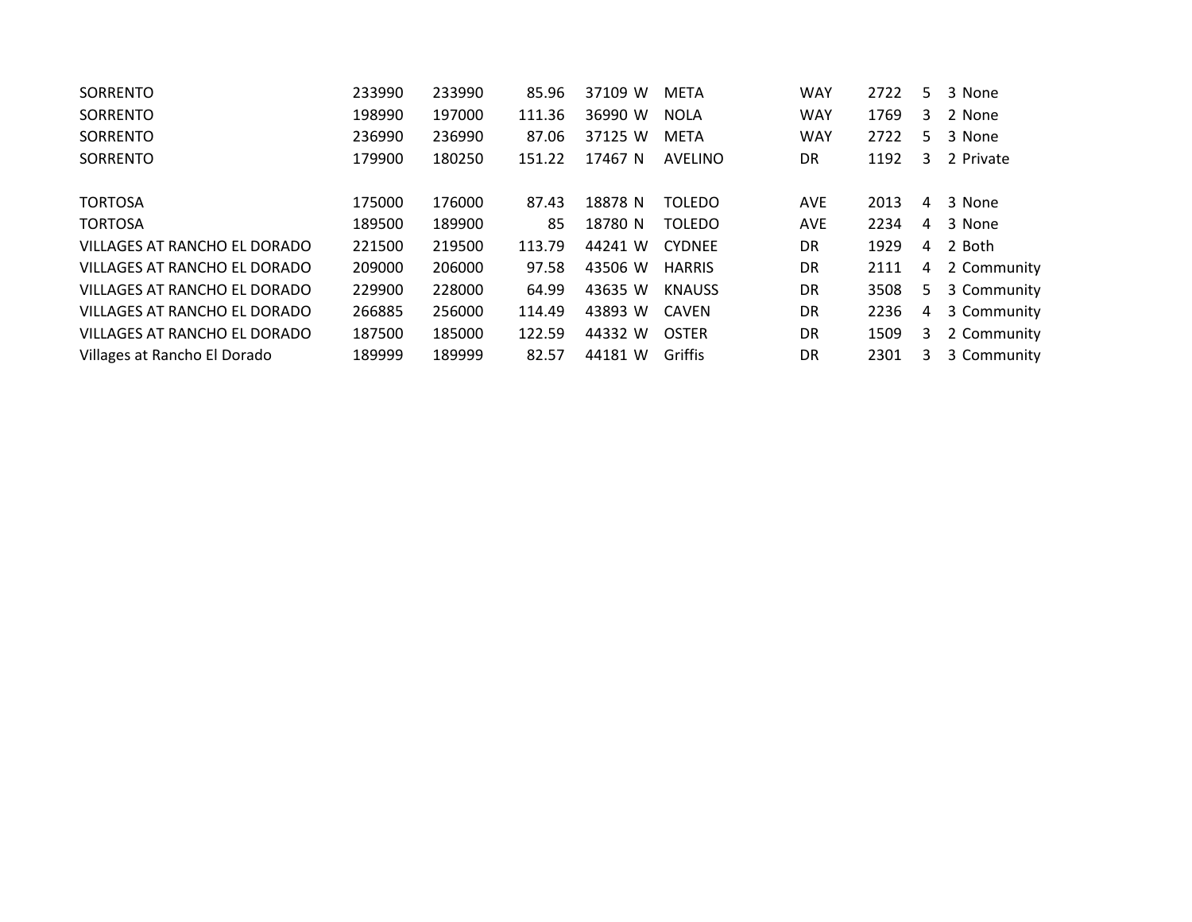| | | | | | | | | | | | |
|---|---|---|---|---|---|---|---|---|---|---|---|
| SORRENTO | 233990 | 233990 | 85.96 | 37109 | W | META | WAY | 2722 | 5 | 3 | None |
| SORRENTO | 198990 | 197000 | 111.36 | 36990 | W | NOLA | WAY | 1769 | 3 | 2 | None |
| SORRENTO | 236990 | 236990 | 87.06 | 37125 | W | META | WAY | 2722 | 5 | 3 | None |
| SORRENTO | 179900 | 180250 | 151.22 | 17467 | N | AVELINO | DR | 1192 | 3 | 2 | Private |
| | | | | | | | | | | | |
| TORTOSA | 175000 | 176000 | 87.43 | 18878 | N | TOLEDO | AVE | 2013 | 4 | 3 | None |
| TORTOSA | 189500 | 189900 | 85 | 18780 | N | TOLEDO | AVE | 2234 | 4 | 3 | None |
| VILLAGES AT RANCHO EL DORADO | 221500 | 219500 | 113.79 | 44241 | W | CYDNEE | DR | 1929 | 4 | 2 | Both |
| VILLAGES AT RANCHO EL DORADO | 209000 | 206000 | 97.58 | 43506 | W | HARRIS | DR | 2111 | 4 | 2 | Community |
| VILLAGES AT RANCHO EL DORADO | 229900 | 228000 | 64.99 | 43635 | W | KNAUSS | DR | 3508 | 5 | 3 | Community |
| VILLAGES AT RANCHO EL DORADO | 266885 | 256000 | 114.49 | 43893 | W | CAVEN | DR | 2236 | 4 | 3 | Community |
| VILLAGES AT RANCHO EL DORADO | 187500 | 185000 | 122.59 | 44332 | W | OSTER | DR | 1509 | 3 | 2 | Community |
| Villages at Rancho El Dorado | 189999 | 189999 | 82.57 | 44181 | W | Griffis | DR | 2301 | 3 | 3 | Community |